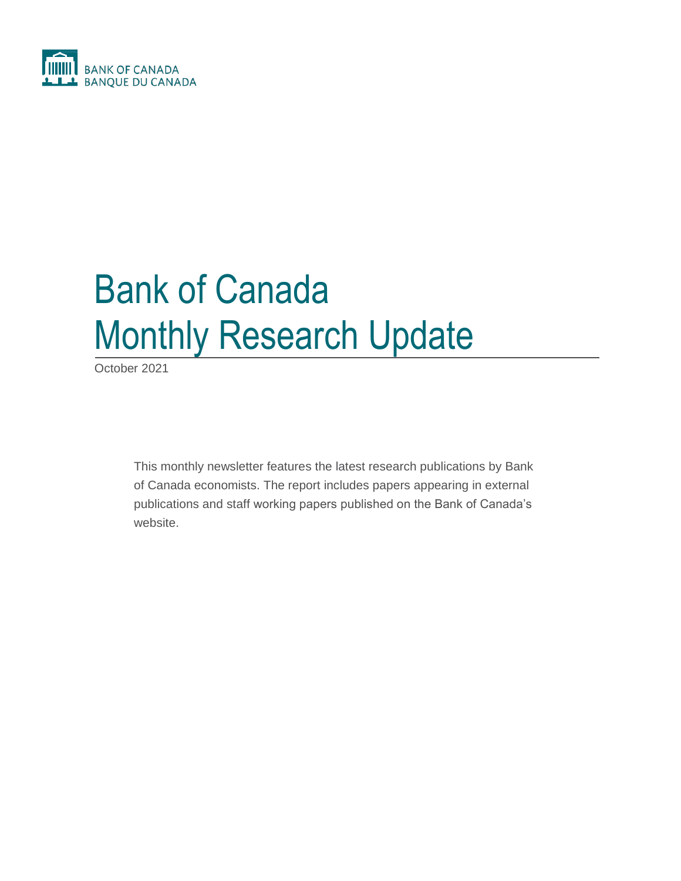BANK OF CANADA
BANQUE DU CANADA

# Bank of Canada Monthly Research Update

October 2021

This monthly newsletter features the latest research publications by Bank of Canada economists. The report includes papers appearing in external publications and staff working papers published on the Bank of Canada's website.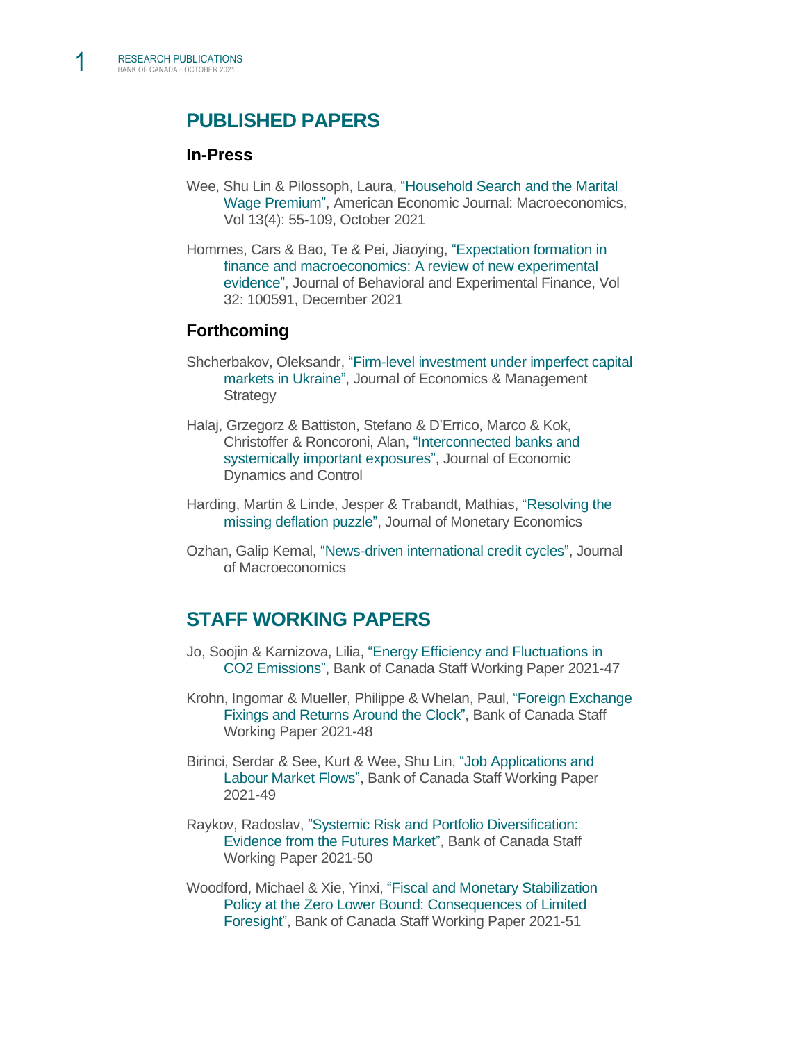## PUBLISHED PAPERS

### In-Press

Wee, Shu Lin & Pilossoph, Laura, "Household Search and the Marital Wage Premium", American Economic Journal: Macroeconomics, Vol 13(4): 55-109, October 2021

Hommes, Cars & Bao, Te & Pei, Jiaoying, "Expectation formation in finance and macroeconomics: A review of new experimental evidence", Journal of Behavioral and Experimental Finance, Vol 32: 100591, December 2021

### Forthcoming

Shcherbakov, Oleksandr, "Firm-level investment under imperfect capital markets in Ukraine", Journal of Economics & Management Strategy

Halaj, Grzegorz & Battiston, Stefano & D'Errico, Marco & Kok, Christoffer & Roncoroni, Alan, "Interconnected banks and systemically important exposures", Journal of Economic Dynamics and Control

Harding, Martin & Linde, Jesper & Trabandt, Mathias, "Resolving the missing deflation puzzle", Journal of Monetary Economics

Ozhan, Galip Kemal, "News-driven international credit cycles", Journal of Macroeconomics

## STAFF WORKING PAPERS

Jo, Soojin & Karnizova, Lilia, "Energy Efficiency and Fluctuations in CO2 Emissions", Bank of Canada Staff Working Paper 2021-47

Krohn, Ingomar & Mueller, Philippe & Whelan, Paul, "Foreign Exchange Fixings and Returns Around the Clock", Bank of Canada Staff Working Paper 2021-48

Birinci, Serdar & See, Kurt & Wee, Shu Lin, "Job Applications and Labour Market Flows", Bank of Canada Staff Working Paper 2021-49

Raykov, Radoslav, "Systemic Risk and Portfolio Diversification: Evidence from the Futures Market", Bank of Canada Staff Working Paper 2021-50

Woodford, Michael & Xie, Yinxi, "Fiscal and Monetary Stabilization Policy at the Zero Lower Bound: Consequences of Limited Foresight", Bank of Canada Staff Working Paper 2021-51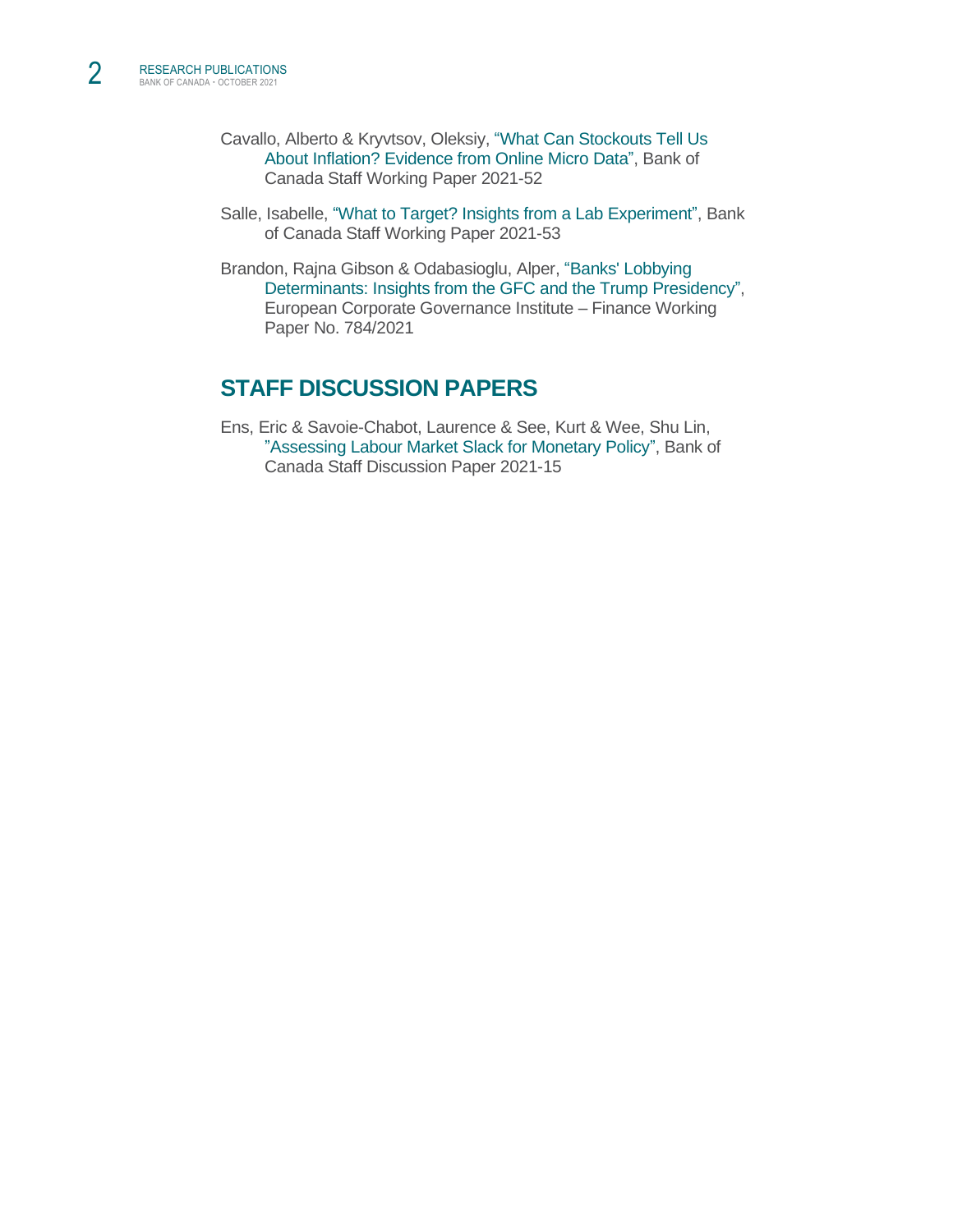Cavallo, Alberto & Kryvtsov, Oleksiy, "What Can Stockouts Tell Us About Inflation? Evidence from Online Micro Data", Bank of Canada Staff Working Paper 2021-52

Salle, Isabelle, "What to Target? Insights from a Lab Experiment", Bank of Canada Staff Working Paper 2021-53

Brandon, Rajna Gibson & Odabasioglu, Alper, "Banks' Lobbying Determinants: Insights from the GFC and the Trump Presidency", European Corporate Governance Institute – Finance Working Paper No. 784/2021

## STAFF DISCUSSION PAPERS

Ens, Eric & Savoie-Chabot, Laurence & See, Kurt & Wee, Shu Lin, "Assessing Labour Market Slack for Monetary Policy", Bank of Canada Staff Discussion Paper 2021-15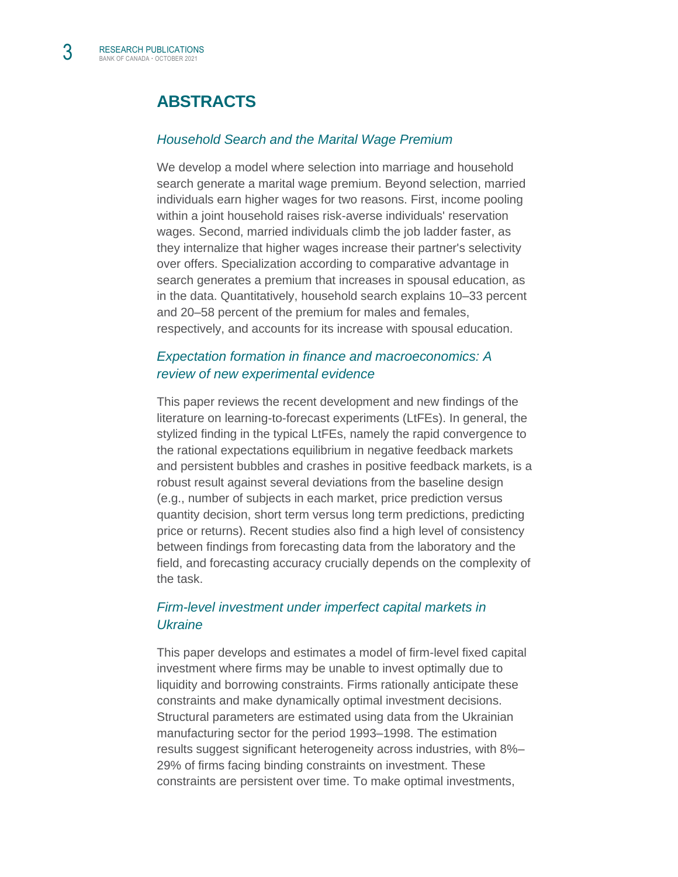## ABSTRACTS

### *Household Search and the Marital Wage Premium*

We develop a model where selection into marriage and household search generate a marital wage premium. Beyond selection, married individuals earn higher wages for two reasons. First, income pooling within a joint household raises risk-averse individuals' reservation wages. Second, married individuals climb the job ladder faster, as they internalize that higher wages increase their partner's selectivity over offers. Specialization according to comparative advantage in search generates a premium that increases in spousal education, as in the data. Quantitatively, household search explains 10–33 percent and 20–58 percent of the premium for males and females, respectively, and accounts for its increase with spousal education.

### *Expectation formation in finance and macroeconomics: A review of new experimental evidence*

This paper reviews the recent development and new findings of the literature on learning-to-forecast experiments (LtFEs). In general, the stylized finding in the typical LtFEs, namely the rapid convergence to the rational expectations equilibrium in negative feedback markets and persistent bubbles and crashes in positive feedback markets, is a robust result against several deviations from the baseline design (e.g., number of subjects in each market, price prediction versus quantity decision, short term versus long term predictions, predicting price or returns). Recent studies also find a high level of consistency between findings from forecasting data from the laboratory and the field, and forecasting accuracy crucially depends on the complexity of the task.

### *Firm-level investment under imperfect capital markets in Ukraine*

This paper develops and estimates a model of firm-level fixed capital investment where firms may be unable to invest optimally due to liquidity and borrowing constraints. Firms rationally anticipate these constraints and make dynamically optimal investment decisions. Structural parameters are estimated using data from the Ukrainian manufacturing sector for the period 1993–1998. The estimation results suggest significant heterogeneity across industries, with 8%–29% of firms facing binding constraints on investment. These constraints are persistent over time. To make optimal investments,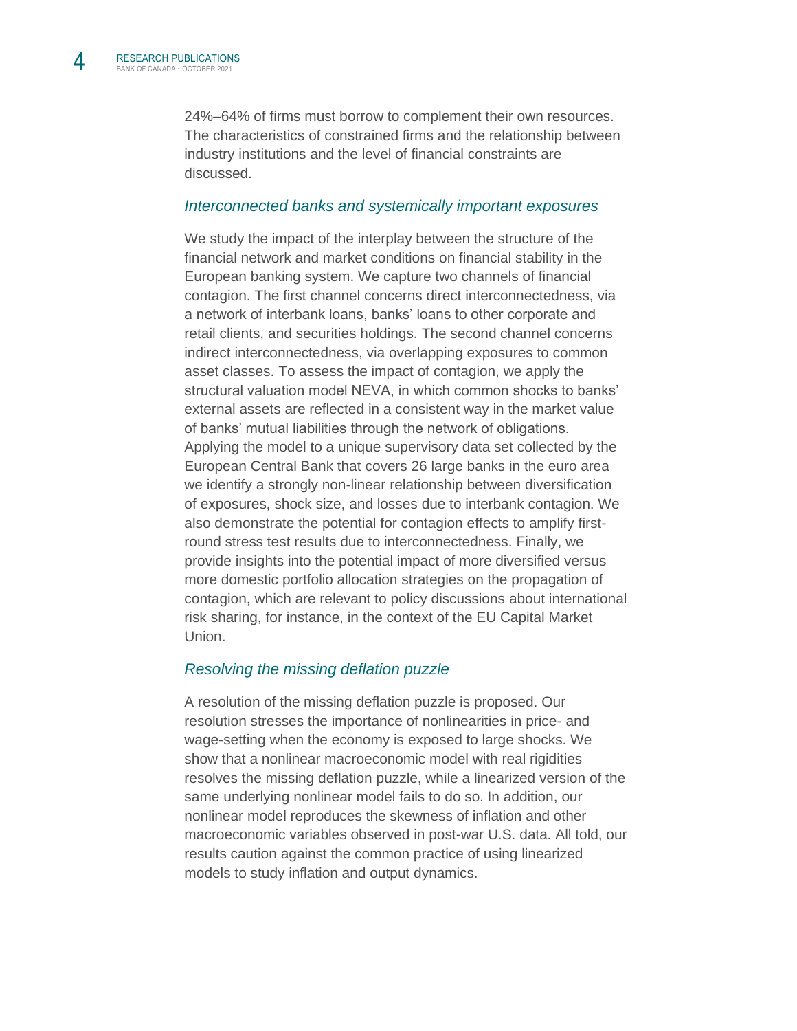24%–64% of firms must borrow to complement their own resources. The characteristics of constrained firms and the relationship between industry institutions and the level of financial constraints are discussed.

### *Interconnected banks and systemically important exposures*

We study the impact of the interplay between the structure of the financial network and market conditions on financial stability in the European banking system. We capture two channels of financial contagion. The first channel concerns direct interconnectedness, via a network of interbank loans, banks' loans to other corporate and retail clients, and securities holdings. The second channel concerns indirect interconnectedness, via overlapping exposures to common asset classes. To assess the impact of contagion, we apply the structural valuation model NEVA, in which common shocks to banks' external assets are reflected in a consistent way in the market value of banks' mutual liabilities through the network of obligations. Applying the model to a unique supervisory data set collected by the European Central Bank that covers 26 large banks in the euro area we identify a strongly non-linear relationship between diversification of exposures, shock size, and losses due to interbank contagion. We also demonstrate the potential for contagion effects to amplify first-round stress test results due to interconnectedness. Finally, we provide insights into the potential impact of more diversified versus more domestic portfolio allocation strategies on the propagation of contagion, which are relevant to policy discussions about international risk sharing, for instance, in the context of the EU Capital Market Union.

### *Resolving the missing deflation puzzle*

A resolution of the missing deflation puzzle is proposed. Our resolution stresses the importance of nonlinearities in price- and wage-setting when the economy is exposed to large shocks. We show that a nonlinear macroeconomic model with real rigidities resolves the missing deflation puzzle, while a linearized version of the same underlying nonlinear model fails to do so. In addition, our nonlinear model reproduces the skewness of inflation and other macroeconomic variables observed in post-war U.S. data. All told, our results caution against the common practice of using linearized models to study inflation and output dynamics.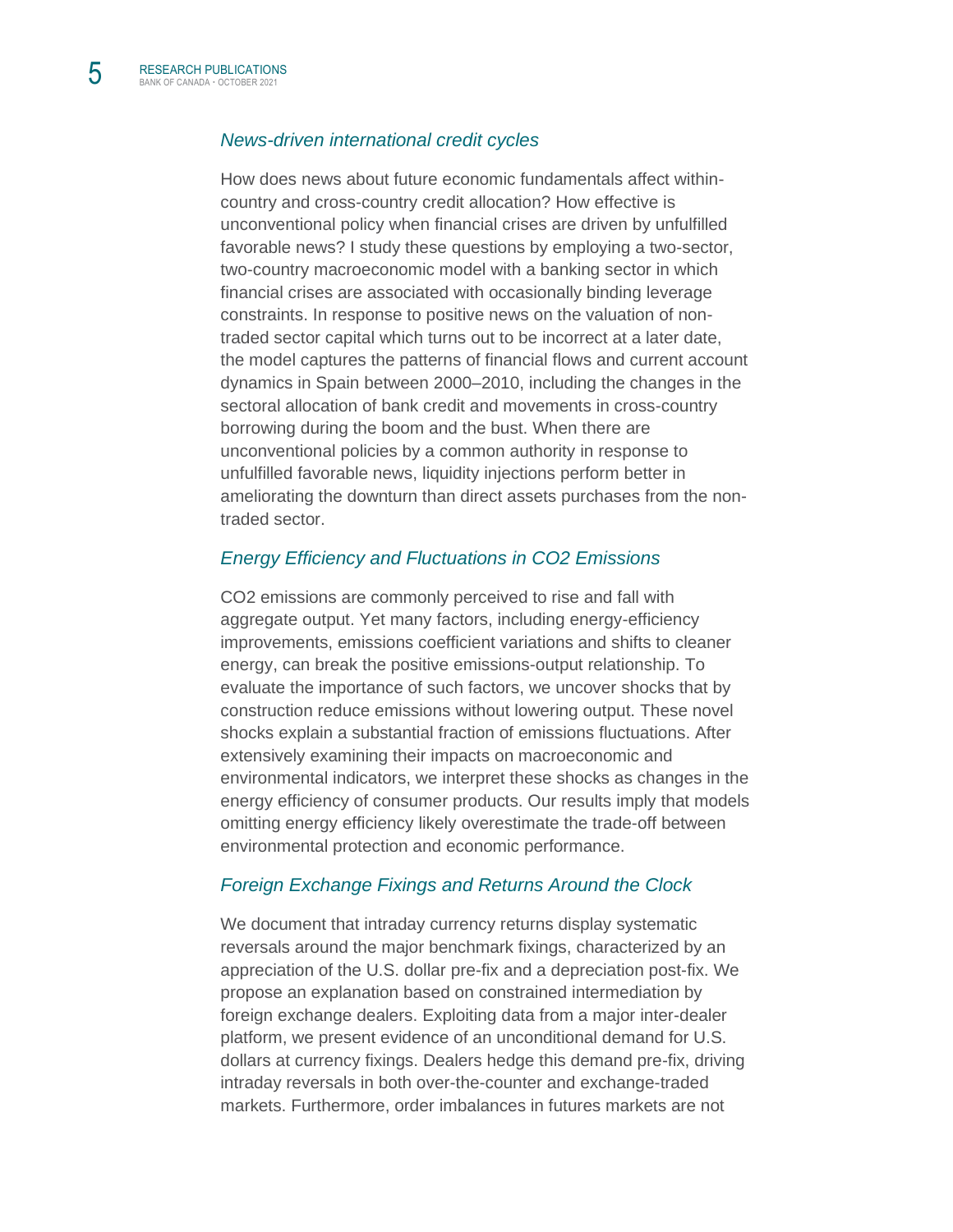### *News-driven international credit cycles*

How does news about future economic fundamentals affect within-country and cross-country credit allocation? How effective is unconventional policy when financial crises are driven by unfulfilled favorable news? I study these questions by employing a two-sector, two-country macroeconomic model with a banking sector in which financial crises are associated with occasionally binding leverage constraints. In response to positive news on the valuation of non-traded sector capital which turns out to be incorrect at a later date, the model captures the patterns of financial flows and current account dynamics in Spain between 2000–2010, including the changes in the sectoral allocation of bank credit and movements in cross-country borrowing during the boom and the bust. When there are unconventional policies by a common authority in response to unfulfilled favorable news, liquidity injections perform better in ameliorating the downturn than direct assets purchases from the non-traded sector.

### *Energy Efficiency and Fluctuations in CO2 Emissions*

CO2 emissions are commonly perceived to rise and fall with aggregate output. Yet many factors, including energy-efficiency improvements, emissions coefficient variations and shifts to cleaner energy, can break the positive emissions-output relationship. To evaluate the importance of such factors, we uncover shocks that by construction reduce emissions without lowering output. These novel shocks explain a substantial fraction of emissions fluctuations. After extensively examining their impacts on macroeconomic and environmental indicators, we interpret these shocks as changes in the energy efficiency of consumer products. Our results imply that models omitting energy efficiency likely overestimate the trade-off between environmental protection and economic performance.

### *Foreign Exchange Fixings and Returns Around the Clock*

We document that intraday currency returns display systematic reversals around the major benchmark fixings, characterized by an appreciation of the U.S. dollar pre-fix and a depreciation post-fix. We propose an explanation based on constrained intermediation by foreign exchange dealers. Exploiting data from a major inter-dealer platform, we present evidence of an unconditional demand for U.S. dollars at currency fixings. Dealers hedge this demand pre-fix, driving intraday reversals in both over-the-counter and exchange-traded markets. Furthermore, order imbalances in futures markets are not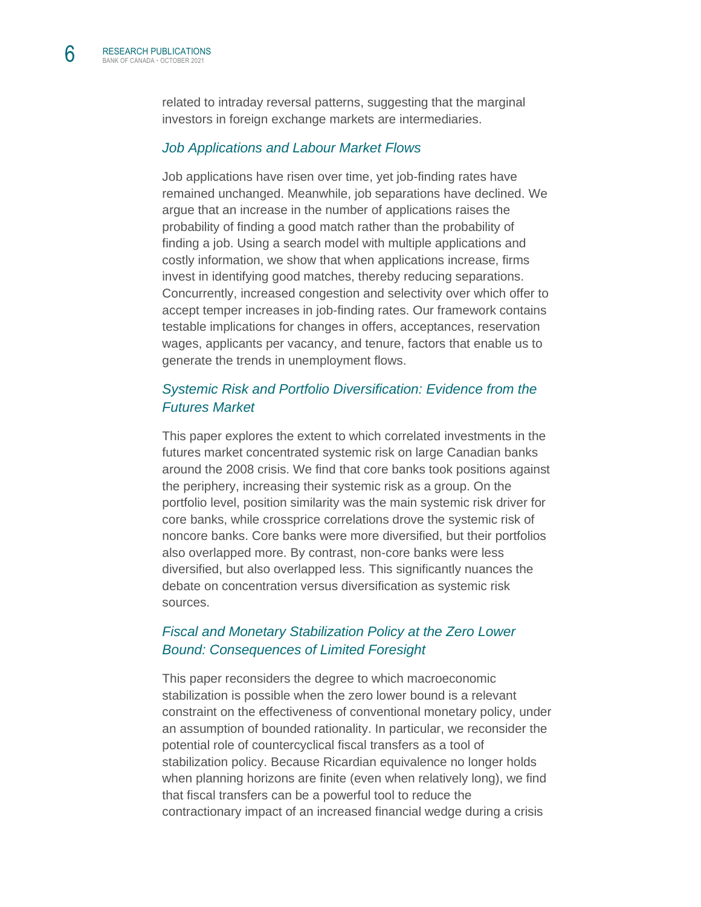related to intraday reversal patterns, suggesting that the marginal investors in foreign exchange markets are intermediaries.

### *Job Applications and Labour Market Flows*

Job applications have risen over time, yet job-finding rates have remained unchanged. Meanwhile, job separations have declined. We argue that an increase in the number of applications raises the probability of finding a good match rather than the probability of finding a job. Using a search model with multiple applications and costly information, we show that when applications increase, firms invest in identifying good matches, thereby reducing separations. Concurrently, increased congestion and selectivity over which offer to accept temper increases in job-finding rates. Our framework contains testable implications for changes in offers, acceptances, reservation wages, applicants per vacancy, and tenure, factors that enable us to generate the trends in unemployment flows.

### *Systemic Risk and Portfolio Diversification: Evidence from the Futures Market*

This paper explores the extent to which correlated investments in the futures market concentrated systemic risk on large Canadian banks around the 2008 crisis. We find that core banks took positions against the periphery, increasing their systemic risk as a group. On the portfolio level, position similarity was the main systemic risk driver for core banks, while crossprice correlations drove the systemic risk of noncore banks. Core banks were more diversified, but their portfolios also overlapped more. By contrast, non-core banks were less diversified, but also overlapped less. This significantly nuances the debate on concentration versus diversification as systemic risk sources.

### *Fiscal and Monetary Stabilization Policy at the Zero Lower Bound: Consequences of Limited Foresight*

This paper reconsiders the degree to which macroeconomic stabilization is possible when the zero lower bound is a relevant constraint on the effectiveness of conventional monetary policy, under an assumption of bounded rationality. In particular, we reconsider the potential role of countercyclical fiscal transfers as a tool of stabilization policy. Because Ricardian equivalence no longer holds when planning horizons are finite (even when relatively long), we find that fiscal transfers can be a powerful tool to reduce the contractionary impact of an increased financial wedge during a crisis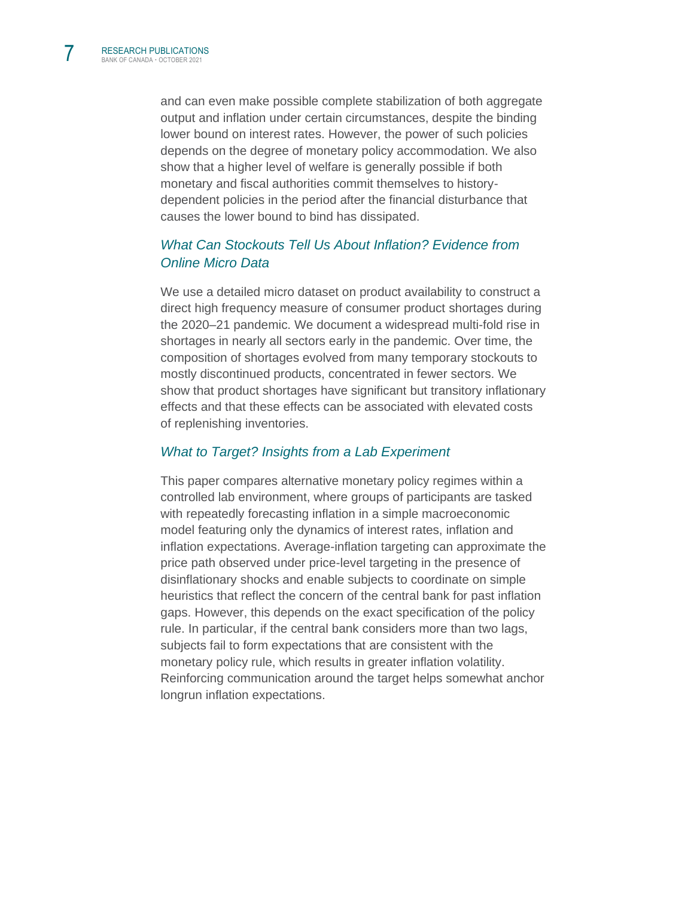and can even make possible complete stabilization of both aggregate output and inflation under certain circumstances, despite the binding lower bound on interest rates. However, the power of such policies depends on the degree of monetary policy accommodation. We also show that a higher level of welfare is generally possible if both monetary and fiscal authorities commit themselves to history-dependent policies in the period after the financial disturbance that causes the lower bound to bind has dissipated.

### *What Can Stockouts Tell Us About Inflation? Evidence from Online Micro Data*

We use a detailed micro dataset on product availability to construct a direct high frequency measure of consumer product shortages during the 2020–21 pandemic. We document a widespread multi-fold rise in shortages in nearly all sectors early in the pandemic. Over time, the composition of shortages evolved from many temporary stockouts to mostly discontinued products, concentrated in fewer sectors. We show that product shortages have significant but transitory inflationary effects and that these effects can be associated with elevated costs of replenishing inventories.

### *What to Target? Insights from a Lab Experiment*

This paper compares alternative monetary policy regimes within a controlled lab environment, where groups of participants are tasked with repeatedly forecasting inflation in a simple macroeconomic model featuring only the dynamics of interest rates, inflation and inflation expectations. Average-inflation targeting can approximate the price path observed under price-level targeting in the presence of disinflationary shocks and enable subjects to coordinate on simple heuristics that reflect the concern of the central bank for past inflation gaps. However, this depends on the exact specification of the policy rule. In particular, if the central bank considers more than two lags, subjects fail to form expectations that are consistent with the monetary policy rule, which results in greater inflation volatility. Reinforcing communication around the target helps somewhat anchor longrun inflation expectations.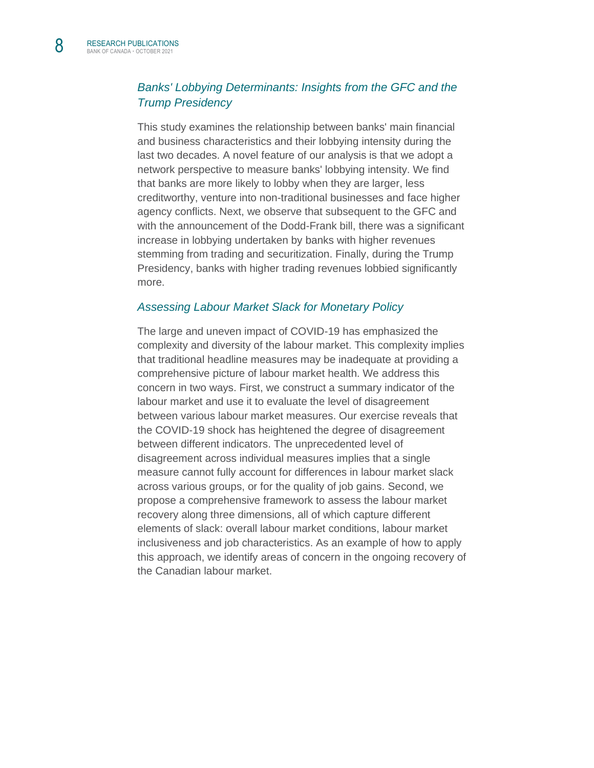### *Banks' Lobbying Determinants: Insights from the GFC and the Trump Presidency*

This study examines the relationship between banks' main financial and business characteristics and their lobbying intensity during the last two decades. A novel feature of our analysis is that we adopt a network perspective to measure banks' lobbying intensity. We find that banks are more likely to lobby when they are larger, less creditworthy, venture into non-traditional businesses and face higher agency conflicts. Next, we observe that subsequent to the GFC and with the announcement of the Dodd-Frank bill, there was a significant increase in lobbying undertaken by banks with higher revenues stemming from trading and securitization. Finally, during the Trump Presidency, banks with higher trading revenues lobbied significantly more.

### *Assessing Labour Market Slack for Monetary Policy*

The large and uneven impact of COVID-19 has emphasized the complexity and diversity of the labour market. This complexity implies that traditional headline measures may be inadequate at providing a comprehensive picture of labour market health. We address this concern in two ways. First, we construct a summary indicator of the labour market and use it to evaluate the level of disagreement between various labour market measures. Our exercise reveals that the COVID-19 shock has heightened the degree of disagreement between different indicators. The unprecedented level of disagreement across individual measures implies that a single measure cannot fully account for differences in labour market slack across various groups, or for the quality of job gains. Second, we propose a comprehensive framework to assess the labour market recovery along three dimensions, all of which capture different elements of slack: overall labour market conditions, labour market inclusiveness and job characteristics. As an example of how to apply this approach, we identify areas of concern in the ongoing recovery of the Canadian labour market.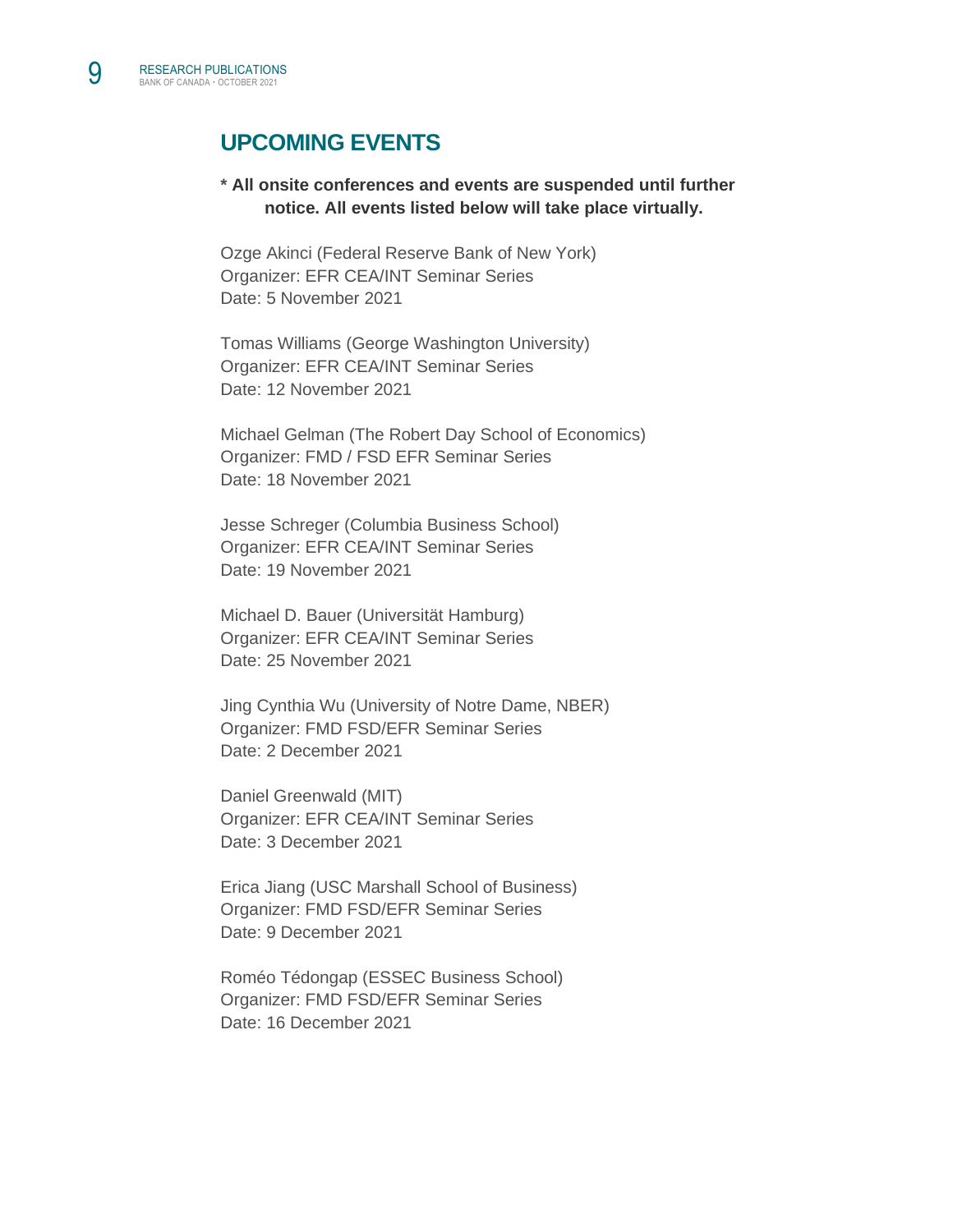## UPCOMING EVENTS

**\* All onsite conferences and events are suspended until further notice. All events listed below will take place virtually.**

Ozge Akinci (Federal Reserve Bank of New York)
Organizer: EFR CEA/INT Seminar Series
Date: 5 November 2021

Tomas Williams (George Washington University)
Organizer: EFR CEA/INT Seminar Series
Date: 12 November 2021

Michael Gelman (The Robert Day School of Economics)
Organizer: FMD / FSD EFR Seminar Series
Date: 18 November 2021

Jesse Schreger (Columbia Business School)
Organizer: EFR CEA/INT Seminar Series
Date: 19 November 2021

Michael D. Bauer (Universität Hamburg)
Organizer: EFR CEA/INT Seminar Series
Date: 25 November 2021

Jing Cynthia Wu (University of Notre Dame, NBER)
Organizer: FMD FSD/EFR Seminar Series
Date: 2 December 2021

Daniel Greenwald (MIT)
Organizer: EFR CEA/INT Seminar Series
Date: 3 December 2021

Erica Jiang (USC Marshall School of Business)
Organizer: FMD FSD/EFR Seminar Series
Date: 9 December 2021

Roméo Tédongap (ESSEC Business School)
Organizer: FMD FSD/EFR Seminar Series
Date: 16 December 2021